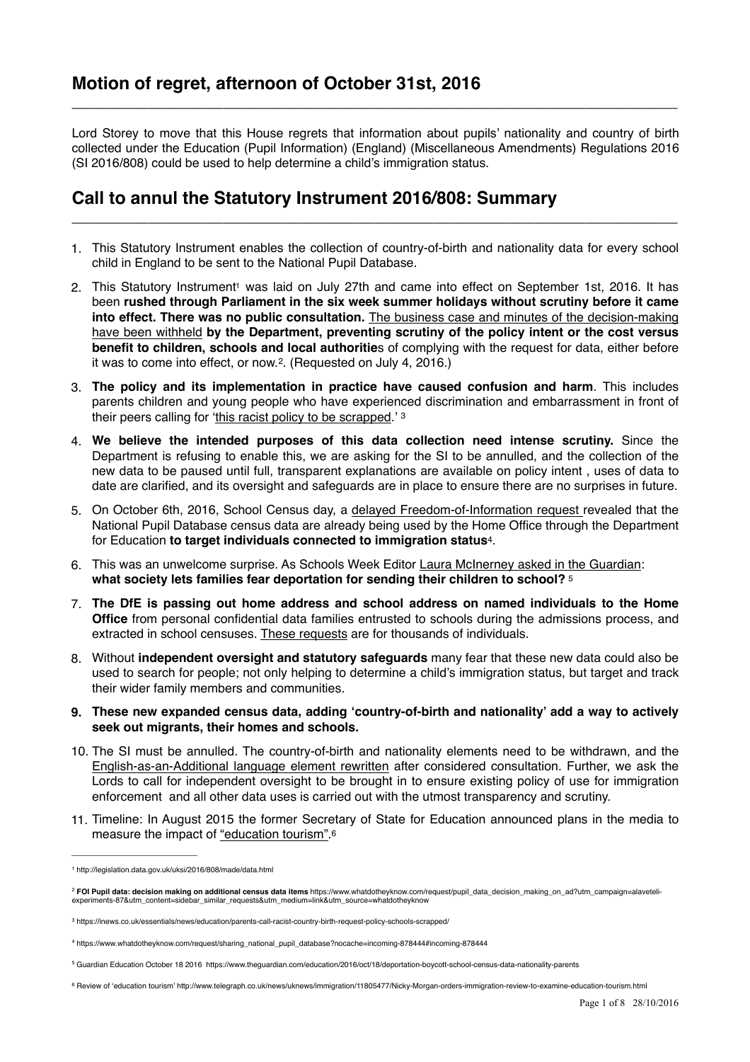## Motion of regret, afternoon of October 31st, 2016

Lord Storey to move that this House regrets that information about pupils' nationality and country of birth collected under the Education (Pupil Information) (England) (Miscellaneous Amendments) Regulations 2016 (SI 2016/808) could be used to help determine a child's immigration status.

## Call to annul the Statutory Instrument 2016/808: Summary

1. This Statutory Instrument enables the collection of country-of-birth and nationality data for every school child in England to be sent to the National Pupil Database.
2. This Statutory Instrument[1] was laid on July 27th and came into effect on September 1st, 2016. It has been **rushed through Parliament in the six week summer holidays without scrutiny before it came into effect. There was no public consultation.** The business case and minutes of the decision-making have been withheld **by the Department, preventing scrutiny of the policy intent or the cost versus benefit to children, schools and local authoritie**s of complying with the request for data, either before it was to come into effect, or now.[2]. (Requested on July 4, 2016.)
3. **The policy and its implementation in practice have caused confusion and harm**. This includes parents children and young people who have experienced discrimination and embarrassment in front of their peers calling for 'this racist policy to be scrapped.' [3]
4. **We believe the intended purposes of this data collection need intense scrutiny.** Since the Department is refusing to enable this, we are asking for the SI to be annulled, and the collection of the new data to be paused until full, transparent explanations are available on policy intent , uses of data to date are clarified, and its oversight and safeguards are in place to ensure there are no surprises in future.
5. On October 6th, 2016, School Census day, a delayed Freedom-of-Information request revealed that the National Pupil Database census data are already being used by the Home Office through the Department for Education **to target individuals connected to immigration status**[4].
6. This was an unwelcome surprise. As Schools Week Editor Laura McInerney asked in the Guardian: **what society lets families fear deportation for sending their children to school?** [5]
7. **The DfE is passing out home address and school address on named individuals to the Home Office** from personal confidential data families entrusted to schools during the admissions process, and extracted in school censuses. These requests are for thousands of individuals.
8. Without **independent oversight and statutory safeguards** many fear that these new data could also be used to search for people; not only helping to determine a child's immigration status, but target and track their wider family members and communities.
9. **These new expanded census data, adding 'country-of-birth and nationality' add a way to actively seek out migrants, their homes and schools.**
10. The SI must be annulled. The country-of-birth and nationality elements need to be withdrawn, and the English-as-an-Additional language element rewritten after considered consultation. Further, we ask the Lords to call for independent oversight to be brought in to ensure existing policy of use for immigration enforcement and all other data uses is carried out with the utmost transparency and scrutiny.
11. Timeline: In August 2015 the former Secretary of State for Education announced plans in the media to measure the impact of "education tourism".[6]

---

[1] http://legislation.data.gov.uk/uksi/2016/808/made/data.html

[2] **FOI Pupil data: decision making on additional census data items** https://www.whatdotheyknow.com/request/pupil_data_decision_making_on_ad?utm_campaign=alaveteli-experiments-87&utm_content=sidebar_similar_requests&utm_medium=link&utm_source=whatdotheyknow

[3] https://inews.co.uk/essentials/news/education/parents-call-racist-country-birth-request-policy-schools-scrapped/

[4] https://www.whatdotheyknow.com/request/sharing_national_pupil_database?nocache=incoming-878444#incoming-878444

[5] Guardian Education October 18 2016 https://www.theguardian.com/education/2016/oct/18/deportation-boycott-school-census-data-nationality-parents

[6] Review of 'education tourism' http://www.telegraph.co.uk/news/uknews/immigration/11805477/Nicky-Morgan-orders-immigration-review-to-examine-education-tourism.html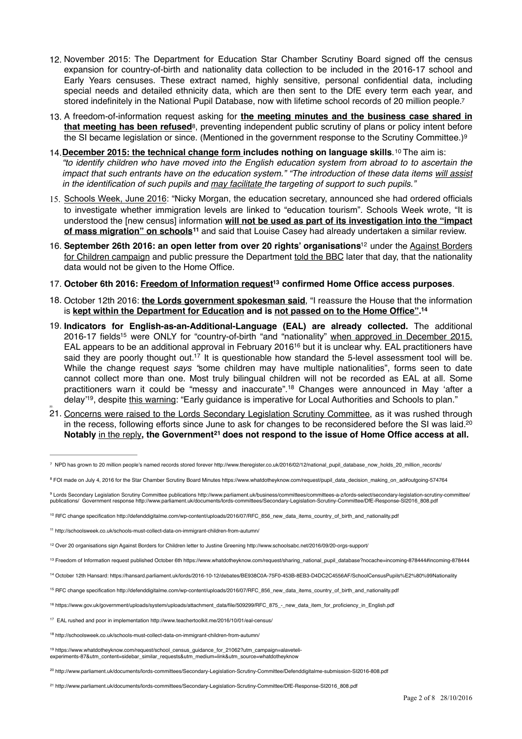12. November 2015: The Department for Education Star Chamber Scrutiny Board signed off the census expansion for country-of-birth and nationality data collection to be included in the 2016-17 school and Early Years censuses. These extract named, highly sensitive, personal confidential data, including special needs and detailed ethnicity data, which are then sent to the DfE every term each year, and stored indefinitely in the National Pupil Database, now with lifetime school records of 20 million people.[7]

13. A freedom-of-information request asking for **the meeting minutes and the business case shared in that meeting has been refused**[8], preventing independent public scrutiny of plans or policy intent before the SI became legislation or since. (Mentioned in the government response to the Scrutiny Committee.)[9]

14. **December 2015: the technical change form includes nothing on language skills**.[10] The aim is: *"to identify children who have moved into the English education system from abroad to to ascertain the impact that such entrants have on the education system." "The introduction of these data items will assist in the identification of such pupils and may facilitate the targeting of support to such pupils."*

15. Schools Week, June 2016: "Nicky Morgan, the education secretary, announced she had ordered officials to investigate whether immigration levels are linked to "education tourism". Schools Week wrote, "It is understood the [new census] information **will not be used as part of its investigation into the "impact of mass migration" on schools[11]** and said that Louise Casey had already undertaken a similar review.

16. **September 26th 2016: an open letter from over 20 rights' organisations**[12] under the Against Borders for Children campaign and public pressure the Department told the BBC later that day, that the nationality data would not be given to the Home Office.

17. **October 6th 2016: Freedom of Information request[13] confirmed Home Office access purposes**.

18. October 12th 2016: **the Lords government spokesman said**, "I reassure the House that the information is **kept within the Department for Education and is not passed on to the Home Office".[14]**

19. **Indicators for English-as-an-Additional-Language (EAL) are already collected.** The additional 2016-17 fields[15] were ONLY for "country-of-birth "and "nationality" when approved in December 2015. EAL appears to be an additional approval in February 2016[16] but it is unclear why. EAL practitioners have said they are poorly thought out.[17] It is questionable how standard the 5-level assessment tool will be. While the change request *says* "some children may have multiple nationalities", forms seen to date cannot collect more than one. Most truly bilingual children will not be recorded as EAL at all. Some practitioners warn it could be "messy and inaccurate".[18] Changes were announced in May 'after a delay'[19], despite this warning: "Early guidance is imperative for Local Authorities and Schools to plan."

20.

21. Concerns were raised to the Lords Secondary Legislation Scrutiny Committee, as it was rushed through in the recess, following efforts since June to ask for changes to be reconsidered before the SI was laid.[20] **Notably in the reply, the Government[21] does not respond to the issue of Home Office access at all.**

---

[7] NPD has grown to 20 million people's named records stored forever http://www.theregister.co.uk/2016/02/12/national_pupil_database_now_holds_20_million_records/

[8] FOI made on July 4, 2016 for the Star Chamber Scrutiny Board Minutes https://www.whatdotheyknow.com/request/pupil_data_decision_making_on_ad#outgoing-574764

[9] Lords Secondary Legislation Scrutiny Committee publications http://www.parliament.uk/business/committees/committees-a-z/lords-select/secondary-legislation-scrutiny-committee/publications/ Government response http://www.parliament.uk/documents/lords-committees/Secondary-Legislation-Scrutiny-Committee/DfE-Response-SI2016_808.pdf

[10] RFC change specification http://defenddigitalme.com/wp-content/uploads/2016/07/RFC_856_new_data_items_country_of_birth_and_nationality.pdf

[11] http://schoolsweek.co.uk/schools-must-collect-data-on-immigrant-children-from-autumn/

[12] Over 20 organisations sign Against Borders for Children letter to Justine Greening http://www.schoolsabc.net/2016/09/20-orgs-support/

[13] Freedom of Information request published October 6th https://www.whatdotheyknow.com/request/sharing_national_pupil_database?nocache=incoming-878444#incoming-878444

[14] October 12th Hansard: https://hansard.parliament.uk/lords/2016-10-12/debates/BE938C0A-75F0-453B-8EB3-D4DC2C4556AF/SchoolCensusPupils%E2%80%99Nationality

[15] RFC change specification http://defenddigitalme.com/wp-content/uploads/2016/07/RFC_856_new_data_items_country_of_birth_and_nationality.pdf

[16] https://www.gov.uk/government/uploads/system/uploads/attachment_data/file/509299/RFC_875_-_new_data_item_for_proficiency_in_English.pdf

[17] EAL rushed and poor in implementation http://www.teachertoolkit.me/2016/10/01/eal-census/

[18] http://schoolsweek.co.uk/schools-must-collect-data-on-immigrant-children-from-autumn/

[19] https://www.whatdotheyknow.com/request/school_census_guidance_for_21062?utm_campaign=alaveteli-experiments-87&utm_content=sidebar_similar_requests&utm_medium=link&utm_source=whatdotheyknow

[20] http://www.parliament.uk/documents/lords-committees/Secondary-Legislation-Scrutiny-Committee/Defenddigitalme-submission-SI2016-808.pdf

[21] http://www.parliament.uk/documents/lords-committees/Secondary-Legislation-Scrutiny-Committee/DfE-Response-SI2016_808.pdf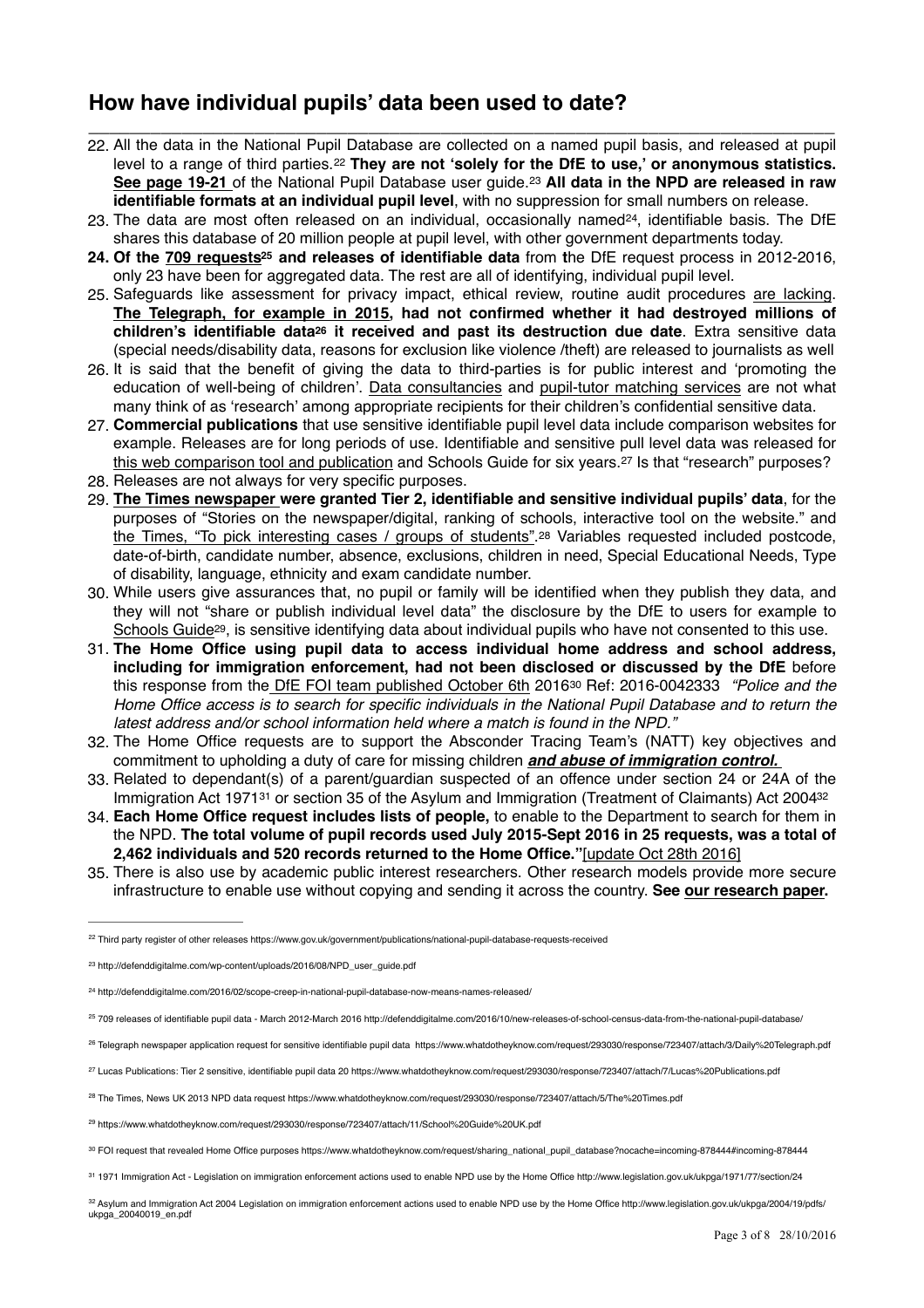## How have individual pupils' data been used to date?

22. All the data in the National Pupil Database are collected on a named pupil basis, and released at pupil level to a range of third parties.[22] **They are not 'solely for the DfE to use,' or anonymous statistics. See page 19-21** of the National Pupil Database user guide.[23] **All data in the NPD are released in raw identifiable formats at an individual pupil level**, with no suppression for small numbers on release.
23. The data are most often released on an individual, occasionally named[24], identifiable basis. The DfE shares this database of 20 million people at pupil level, with other government departments today.
24. **Of the 709 requests[25] and releases of identifiable data** from the DfE request process in 2012-2016, only 23 have been for aggregated data. The rest are all of identifying, individual pupil level.
25. Safeguards like assessment for privacy impact, ethical review, routine audit procedures are lacking. **The Telegraph, for example in 2015, had not confirmed whether it had destroyed millions of children's identifiable data[26] it received and past its destruction due date**. Extra sensitive data (special needs/disability data, reasons for exclusion like violence /theft) are released to journalists as well
26. It is said that the benefit of giving the data to third-parties is for public interest and 'promoting the education of well-being of children'. Data consultancies and pupil-tutor matching services are not what many think of as 'research' among appropriate recipients for their children's confidential sensitive data.
27. **Commercial publications** that use sensitive identifiable pupil level data include comparison websites for example. Releases are for long periods of use. Identifiable and sensitive pull level data was released for this web comparison tool and publication and Schools Guide for six years.[27] Is that "research" purposes?
28. Releases are not always for very specific purposes.
29. **The Times newspaper were granted Tier 2, identifiable and sensitive individual pupils' data**, for the purposes of "Stories on the newspaper/digital, ranking of schools, interactive tool on the website." and the Times, "To pick interesting cases / groups of students".[28] Variables requested included postcode, date-of-birth, candidate number, absence, exclusions, children in need, Special Educational Needs, Type of disability, language, ethnicity and exam candidate number.
30. While users give assurances that, no pupil or family will be identified when they publish they data, and they will not "share or publish individual level data" the disclosure by the DfE to users for example to Schools Guide[29], is sensitive identifying data about individual pupils who have not consented to this use.
31. **The Home Office using pupil data to access individual home address and school address, including for immigration enforcement, had not been disclosed or discussed by the DfE** before this response from the DfE FOI team published October 6th 2016[30] Ref: 2016-0042333 *"Police and the Home Office access is to search for specific individuals in the National Pupil Database and to return the latest address and/or school information held where a match is found in the NPD."*
32. The Home Office requests are to support the Absconder Tracing Team's (NATT) key objectives and commitment to upholding a duty of care for missing children ***and abuse of immigration control.***
33. Related to dependant(s) of a parent/guardian suspected of an offence under section 24 or 24A of the Immigration Act 1971[31] or section 35 of the Asylum and Immigration (Treatment of Claimants) Act 2004[32]
34. **Each Home Office request includes lists of people,** to enable to the Department to search for them in the NPD. **The total volume of pupil records used July 2015-Sept 2016 in 25 requests, was a total of 2,462 individuals and 520 records returned to the Home Office."**[update Oct 28th 2016]
35. There is also use by academic public interest researchers. Other research models provide more secure infrastructure to enable use without copying and sending it across the country. **See our research paper.**

---

[22] Third party register of other releases https://www.gov.uk/government/publications/national-pupil-database-requests-received

[23] http://defenddigitalme.com/wp-content/uploads/2016/08/NPD_user_guide.pdf

[24] http://defenddigitalme.com/2016/02/scope-creep-in-national-pupil-database-now-means-names-released/

[25] 709 releases of identifiable pupil data - March 2012-March 2016 http://defenddigitalme.com/2016/10/new-releases-of-school-census-data-from-the-national-pupil-database/

[26] Telegraph newspaper application request for sensitive identifiable pupil data https://www.whatdotheyknow.com/request/293030/response/723407/attach/3/Daily%20Telegraph.pdf

[27] Lucas Publications: Tier 2 sensitive, identifiable pupil data 20 https://www.whatdotheyknow.com/request/293030/response/723407/attach/7/Lucas%20Publications.pdf

[28] The Times, News UK 2013 NPD data request https://www.whatdotheyknow.com/request/293030/response/723407/attach/5/The%20Times.pdf

[29] https://www.whatdotheyknow.com/request/293030/response/723407/attach/11/School%20Guide%20UK.pdf

[30] FOI request that revealed Home Office purposes https://www.whatdotheyknow.com/request/sharing_national_pupil_database?nocache=incoming-878444#incoming-878444

[31] 1971 Immigration Act - Legislation on immigration enforcement actions used to enable NPD use by the Home Office http://www.legislation.gov.uk/ukpga/1971/77/section/24

[32] Asylum and Immigration Act 2004 Legislation on immigration enforcement actions used to enable NPD use by the Home Office http://www.legislation.gov.uk/ukpga/2004/19/pdfs/ukpga_20040019_en.pdf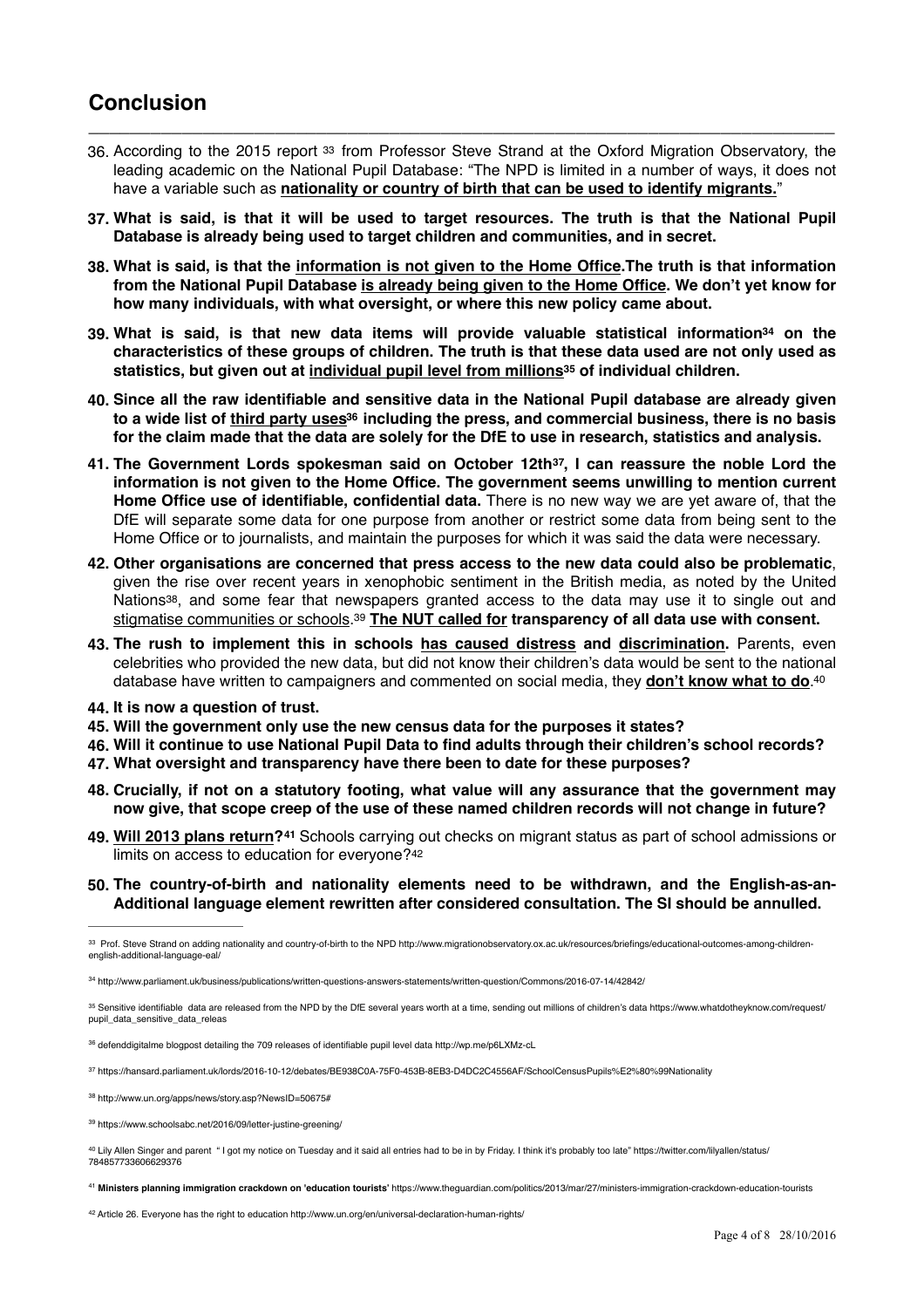## Conclusion

36. According to the 2015 report [33] from Professor Steve Strand at the Oxford Migration Observatory, the leading academic on the National Pupil Database: "The NPD is limited in a number of ways, it does not have a variable such as **nationality or country of birth that can be used to identify migrants.**"

37. **What is said, is that it will be used to target resources. The truth is that the National Pupil Database is already being used to target children and communities, and in secret.**

38. **What is said, is that the information is not given to the Home Office.The truth is that information from the National Pupil Database is already being given to the Home Office. We don't yet know for how many individuals, with what oversight, or where this new policy came about.**

39. **What is said, is that new data items will provide valuable statistical information[34] on the characteristics of these groups of children. The truth is that these data used are not only used as statistics, but given out at individual pupil level from millions[35] of individual children.**

40. **Since all the raw identifiable and sensitive data in the National Pupil database are already given to a wide list of third party uses[36] including the press, and commercial business, there is no basis for the claim made that the data are solely for the DfE to use in research, statistics and analysis.**

41. **The Government Lords spokesman said on October 12th[37], I can reassure the noble Lord the information is not given to the Home Office. The government seems unwilling to mention current Home Office use of identifiable, confidential data.** There is no new way we are yet aware of, that the DfE will separate some data for one purpose from another or restrict some data from being sent to the Home Office or to journalists, and maintain the purposes for which it was said the data were necessary.

42. **Other organisations are concerned that press access to the new data could also be problematic**, given the rise over recent years in xenophobic sentiment in the British media, as noted by the United Nations[38], and some fear that newspapers granted access to the data may use it to single out and stigmatise communities or schools.[39] **The NUT called for transparency of all data use with consent.**

43. **The rush to implement this in schools has caused distress and discrimination.** Parents, even celebrities who provided the new data, but did not know their children's data would be sent to the national database have written to campaigners and commented on social media, they **don't know what to do**.[40]

44. **It is now a question of trust.**

45. **Will the government only use the new census data for the purposes it states?**

46. **Will it continue to use National Pupil Data to find adults through their children's school records?**

47. **What oversight and transparency have there been to date for these purposes?**

48. **Crucially, if not on a statutory footing, what value will any assurance that the government may now give, that scope creep of the use of these named children records will not change in future?**

49. **Will 2013 plans return?[41]** Schools carrying out checks on migrant status as part of school admissions or limits on access to education for everyone?[42]

50. **The country-of-birth and nationality elements need to be withdrawn, and the English-as-an-Additional language element rewritten after considered consultation. The SI should be annulled.**

---

[33] Prof. Steve Strand on adding nationality and country-of-birth to the NPD http://www.migrationobservatory.ox.ac.uk/resources/briefings/educational-outcomes-among-children-english-additional-language-eal/

[34] http://www.parliament.uk/business/publications/written-questions-answers-statements/written-question/Commons/2016-07-14/42842/

[35] Sensitive identifiable data are released from the NPD by the DfE several years worth at a time, sending out millions of children's data https://www.whatdotheyknow.com/request/pupil_data_sensitive_data_releas

[36] defenddigitalme blogpost detailing the 709 releases of identifiable pupil level data http://wp.me/p6LXMz-cL

[37] https://hansard.parliament.uk/lords/2016-10-12/debates/BE938C0A-75F0-453B-8EB3-D4DC2C4556AF/SchoolCensusPupils%E2%80%99Nationality

[38] http://www.un.org/apps/news/story.asp?NewsID=50675#

[39] https://www.schoolsabc.net/2016/09/letter-justine-greening/

[40] Lily Allen Singer and parent " I got my notice on Tuesday and it said all entries had to be in by Friday. I think it's probably too late" https://twitter.com/lilyallen/status/784857733606629376

[41] **Ministers planning immigration crackdown on 'education tourists'** https://www.theguardian.com/politics/2013/mar/27/ministers-immigration-crackdown-education-tourists

[42] Article 26. Everyone has the right to education http://www.un.org/en/universal-declaration-human-rights/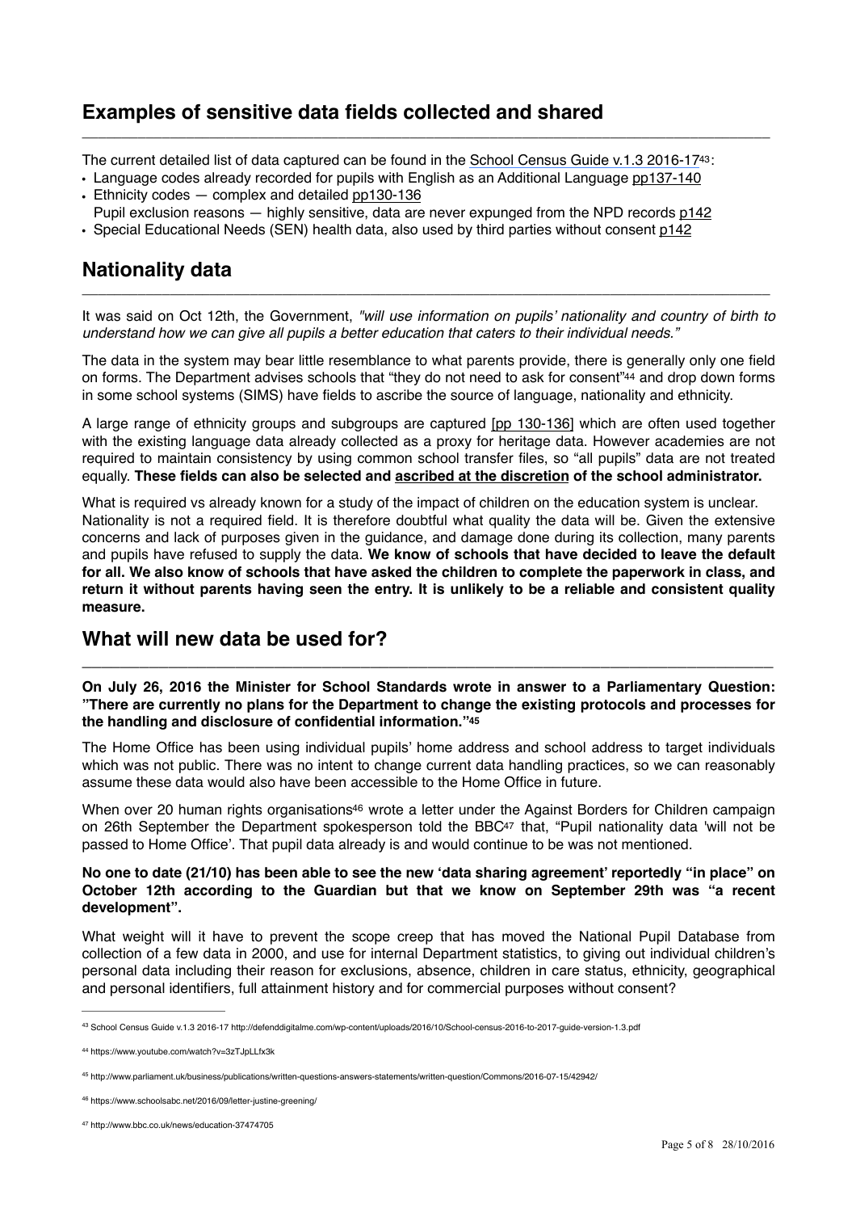## Examples of sensitive data fields collected and shared

The current detailed list of data captured can be found in the School Census Guide v.1.3 2016-17[43]:

- Language codes already recorded for pupils with English as an Additional Language pp137-140
- Ethnicity codes — complex and detailed pp130-136
  Pupil exclusion reasons — highly sensitive, data are never expunged from the NPD records p142
- Special Educational Needs (SEN) health data, also used by third parties without consent p142

## Nationality data

It was said on Oct 12th, the Government, *"will use information on pupils' nationality and country of birth to understand how we can give all pupils a better education that caters to their individual needs."*

The data in the system may bear little resemblance to what parents provide, there is generally only one field on forms. The Department advises schools that "they do not need to ask for consent"[44] and drop down forms in some school systems (SIMS) have fields to ascribe the source of language, nationality and ethnicity.

A large range of ethnicity groups and subgroups are captured [pp 130-136] which are often used together with the existing language data already collected as a proxy for heritage data. However academies are not required to maintain consistency by using common school transfer files, so "all pupils" data are not treated equally. **These fields can also be selected and ascribed at the discretion of the school administrator.**

What is required vs already known for a study of the impact of children on the education system is unclear. Nationality is not a required field. It is therefore doubtful what quality the data will be. Given the extensive concerns and lack of purposes given in the guidance, and damage done during its collection, many parents and pupils have refused to supply the data. **We know of schools that have decided to leave the default for all. We also know of schools that have asked the children to complete the paperwork in class, and return it without parents having seen the entry. It is unlikely to be a reliable and consistent quality measure.**

## What will new data be used for?

**On July 26, 2016 the Minister for School Standards wrote in answer to a Parliamentary Question: "There are currently no plans for the Department to change the existing protocols and processes for the handling and disclosure of confidential information."[45]**

The Home Office has been using individual pupils' home address and school address to target individuals which was not public. There was no intent to change current data handling practices, so we can reasonably assume these data would also have been accessible to the Home Office in future.

When over 20 human rights organisations[46] wrote a letter under the Against Borders for Children campaign on 26th September the Department spokesperson told the BBC[47] that, "Pupil nationality data 'will not be passed to Home Office'. That pupil data already is and would continue to be was not mentioned.

**No one to date (21/10) has been able to see the new 'data sharing agreement' reportedly "in place" on October 12th according to the Guardian but that we know on September 29th was "a recent development".**

What weight will it have to prevent the scope creep that has moved the National Pupil Database from collection of a few data in 2000, and use for internal Department statistics, to giving out individual children's personal data including their reason for exclusions, absence, children in care status, ethnicity, geographical and personal identifiers, full attainment history and for commercial purposes without consent?

---

[43] School Census Guide v.1.3 2016-17 http://defenddigitalme.com/wp-content/uploads/2016/10/School-census-2016-to-2017-guide-version-1.3.pdf

[44] https://www.youtube.com/watch?v=3zTJpLLfx3k

[45] http://www.parliament.uk/business/publications/written-questions-answers-statements/written-question/Commons/2016-07-15/42942/

[46] https://www.schoolsabc.net/2016/09/letter-justine-greening/

[47] http://www.bbc.co.uk/news/education-37474705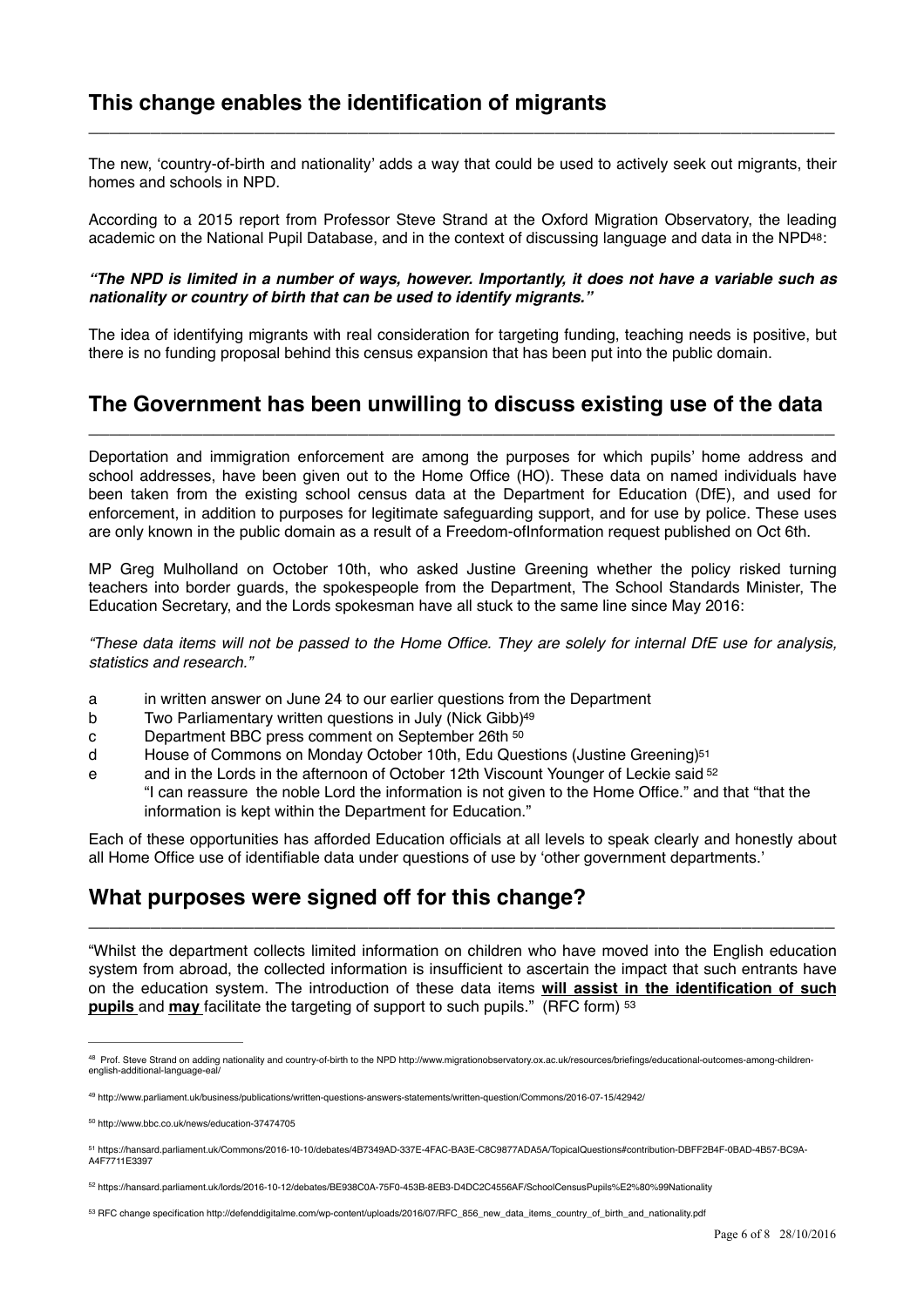## This change enables the identification of migrants

The new, 'country-of-birth and nationality' adds a way that could be used to actively seek out migrants, their homes and schools in NPD.

According to a 2015 report from Professor Steve Strand at the Oxford Migration Observatory, the leading academic on the National Pupil Database, and in the context of discussing language and data in the NPD[48]:

***"The NPD is limited in a number of ways, however. Importantly, it does not have a variable such as nationality or country of birth that can be used to identify migrants."***

The idea of identifying migrants with real consideration for targeting funding, teaching needs is positive, but there is no funding proposal behind this census expansion that has been put into the public domain.

## The Government has been unwilling to discuss existing use of the data

Deportation and immigration enforcement are among the purposes for which pupils' home address and school addresses, have been given out to the Home Office (HO). These data on named individuals have been taken from the existing school census data at the Department for Education (DfE), and used for enforcement, in addition to purposes for legitimate safeguarding support, and for use by police. These uses are only known in the public domain as a result of a Freedom-ofInformation request published on Oct 6th.

MP Greg Mulholland on October 10th, who asked Justine Greening whether the policy risked turning teachers into border guards, the spokespeople from the Department, The School Standards Minister, The Education Secretary, and the Lords spokesman have all stuck to the same line since May 2016:

*"These data items will not be passed to the Home Office. They are solely for internal DfE use for analysis, statistics and research."*

- a in written answer on June 24 to our earlier questions from the Department
- b Two Parliamentary written questions in July (Nick Gibb)[49]
- c Department BBC press comment on September 26th [50]
- d House of Commons on Monday October 10th, Edu Questions (Justine Greening)[51]
- e and in the Lords in the afternoon of October 12th Viscount Younger of Leckie said [52] "I can reassure the noble Lord the information is not given to the Home Office." and that "that the information is kept within the Department for Education."

Each of these opportunities has afforded Education officials at all levels to speak clearly and honestly about all Home Office use of identifiable data under questions of use by 'other government departments.'

## What purposes were signed off for this change?

"Whilst the department collects limited information on children who have moved into the English education system from abroad, the collected information is insufficient to ascertain the impact that such entrants have on the education system. The introduction of these data items **will assist in the identification of such pupils** and **may** facilitate the targeting of support to such pupils." (RFC form) [53]

---

[48] Prof. Steve Strand on adding nationality and country-of-birth to the NPD http://www.migrationobservatory.ox.ac.uk/resources/briefings/educational-outcomes-among-children-english-additional-language-eal/

[49] http://www.parliament.uk/business/publications/written-questions-answers-statements/written-question/Commons/2016-07-15/42942/

[50] http://www.bbc.co.uk/news/education-37474705

[51] https://hansard.parliament.uk/Commons/2016-10-10/debates/4B7349AD-337E-4FAC-BA3E-C8C9877ADA5A/TopicalQuestions#contribution-DBFF2B4F-0BAD-4B57-BC9A-A4F7711E3397

[52] https://hansard.parliament.uk/lords/2016-10-12/debates/BE938C0A-75F0-453B-8EB3-D4DC2C4556AF/SchoolCensusPupils%E2%80%99Nationality

[53] RFC change specification http://defenddigitalme.com/wp-content/uploads/2016/07/RFC_856_new_data_items_country_of_birth_and_nationality.pdf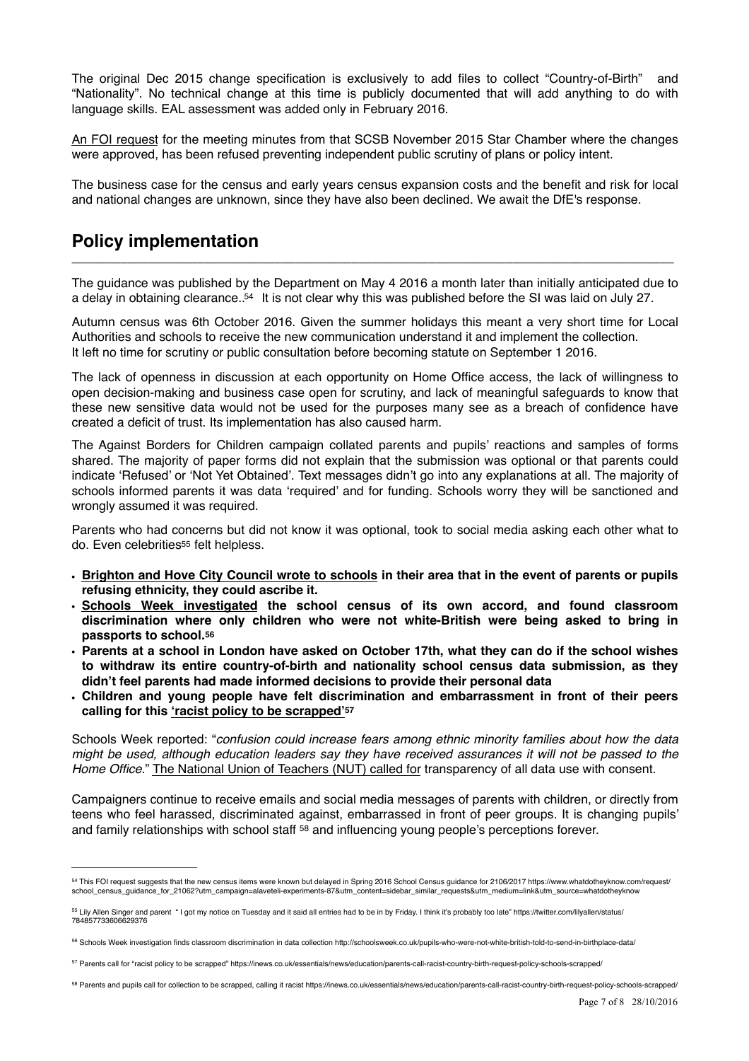The original Dec 2015 change specification is exclusively to add files to collect "Country-of-Birth" and "Nationality". No technical change at this time is publicly documented that will add anything to do with language skills. EAL assessment was added only in February 2016.

An FOI request for the meeting minutes from that SCSB November 2015 Star Chamber where the changes were approved, has been refused preventing independent public scrutiny of plans or policy intent.

The business case for the census and early years census expansion costs and the benefit and risk for local and national changes are unknown, since they have also been declined. We await the DfE's response.

## Policy implementation

The guidance was published by the Department on May 4 2016 a month later than initially anticipated due to a delay in obtaining clearance..[54] It is not clear why this was published before the SI was laid on July 27.

Autumn census was 6th October 2016. Given the summer holidays this meant a very short time for Local Authorities and schools to receive the new communication understand it and implement the collection. It left no time for scrutiny or public consultation before becoming statute on September 1 2016.

The lack of openness in discussion at each opportunity on Home Office access, the lack of willingness to open decision-making and business case open for scrutiny, and lack of meaningful safeguards to know that these new sensitive data would not be used for the purposes many see as a breach of confidence have created a deficit of trust. Its implementation has also caused harm.

The Against Borders for Children campaign collated parents and pupils' reactions and samples of forms shared. The majority of paper forms did not explain that the submission was optional or that parents could indicate 'Refused' or 'Not Yet Obtained'. Text messages didn't go into any explanations at all. The majority of schools informed parents it was data 'required' and for funding. Schools worry they will be sanctioned and wrongly assumed it was required.

Parents who had concerns but did not know it was optional, took to social media asking each other what to do. Even celebrities[55] felt helpless.

- **Brighton and Hove City Council wrote to schools in their area that in the event of parents or pupils refusing ethnicity, they could ascribe it.**
- **Schools Week investigated the school census of its own accord, and found classroom discrimination where only children who were not white-British were being asked to bring in passports to school.[56]**
- **Parents at a school in London have asked on October 17th, what they can do if the school wishes to withdraw its entire country-of-birth and nationality school census data submission, as they didn't feel parents had made informed decisions to provide their personal data**
- **Children and young people have felt discrimination and embarrassment in front of their peers calling for this 'racist policy to be scrapped'[57]**

Schools Week reported: "*confusion could increase fears among ethnic minority families about how the data might be used, although education leaders say they have received assurances it will not be passed to the Home Office*." The National Union of Teachers (NUT) called for transparency of all data use with consent.

Campaigners continue to receive emails and social media messages of parents with children, or directly from teens who feel harassed, discriminated against, embarrassed in front of peer groups. It is changing pupils' and family relationships with school staff [58] and influencing young people's perceptions forever.

---

[54] This FOI request suggests that the new census items were known but delayed in Spring 2016 School Census guidance for 2106/2017 https://www.whatdotheyknow.com/request/school_census_guidance_for_21062?utm_campaign=alaveteli-experiments-87&utm_content=sidebar_similar_requests&utm_medium=link&utm_source=whatdotheyknow

[55] Lily Allen Singer and parent " I got my notice on Tuesday and it said all entries had to be in by Friday. I think it's probably too late" https://twitter.com/lilyallen/status/784857733606629376

[56] Schools Week investigation finds classroom discrimination in data collection http://schoolsweek.co.uk/pupils-who-were-not-white-british-told-to-send-in-birthplace-data/

[57] Parents call for "racist policy to be scrapped" https://inews.co.uk/essentials/news/education/parents-call-racist-country-birth-request-policy-schools-scrapped/

[58] Parents and pupils call for collection to be scrapped, calling it racist https://inews.co.uk/essentials/news/education/parents-call-racist-country-birth-request-policy-schools-scrapped/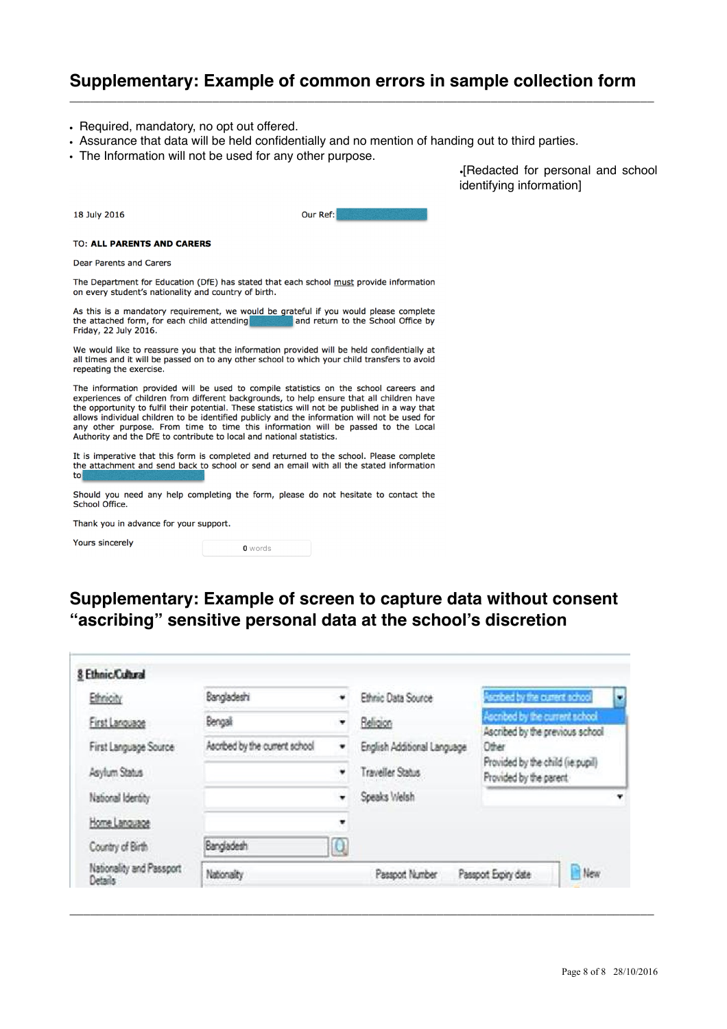## Supplementary: Example of common errors in sample collection form

- Required, mandatory, no opt out offered.
- Assurance that data will be held confidentially and no mention of handing out to third parties.
- The Information will not be used for any other purpose.

•[Redacted for personal and school identifying information]

18 July 2016 Our Ref:

TO: **ALL PARENTS AND CARERS**

Dear Parents and Carers

The Department for Education (DfE) has stated that each school must provide information on every student's nationality and country of birth.

As this is a mandatory requirement, we would be grateful if you would please complete the attached form, for each child attending and return to the School Office by Friday, 22 July 2016.

We would like to reassure you that the information provided will be held confidentially at all times and it will be passed on to any other school to which your child transfers to avoid repeating the exercise.

The information provided will be used to compile statistics on the school careers and experiences of children from different backgrounds, to help ensure that all children have the opportunity to fulfil their potential. These statistics will not be published in a way that allows individual children to be identified publicly and the information will not be used for any other purpose. From time to time this information will be passed to the Local Authority and the DfE to contribute to local and national statistics.

It is imperative that this form is completed and returned to the school. Please complete the attachment and send back to school or send an email with all the stated information to

Should you need any help completing the form, please do not hesitate to contact the School Office.

Thank you in advance for your support.

Yours sincerely

0 words

## Supplementary: Example of screen to capture data without consent "ascribing" sensitive personal data at the school's discretion

8 Ethnic/Cultural

Ethnicity: Bangladeshi

First Language: Bengali

First Language Source: Ascribed by the current school

Asylum Status

National Identity

Home Language

Country of Birth: Bangladesh

Nationality and Passport Details: Nationality | Passport Number | Passport Expiry date | New

Ethnic Data Source: Ascribed by the current school

Religion

English Additional Language

Traveller Status

Speaks Welsh

Ascribed by the current school
Ascribed by the previous school
Other
Provided by the child (ie pupil)
Provided by the parent